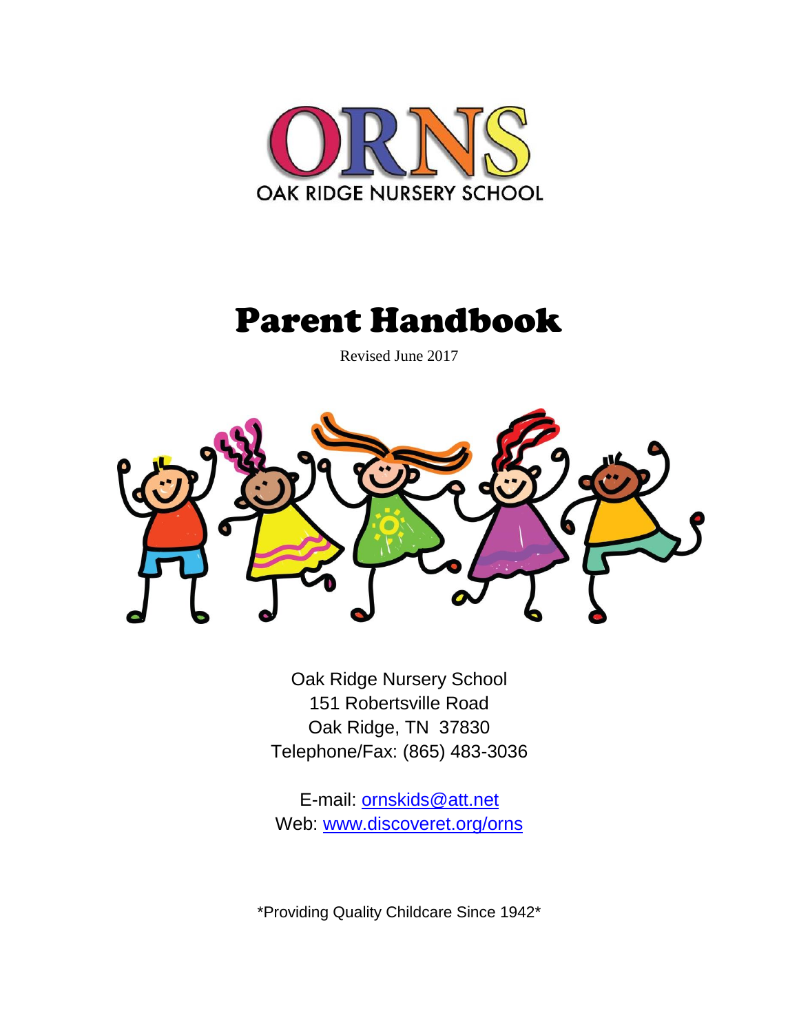# ORNS

OAK RIDGE NURSERY SCHOOL

# Parent Handbook

Revised June 2017

Oak Ridge Nursery School
151 Robertsville Road
Oak Ridge, TN 37830
Telephone/Fax: (865) 483-3036

E-mail: [ornskids@att.net](mailto:ornskids@att.net)
Web: [www.discoveret.org/orns](http://www.discoveret.org/orns)

*Providing Quality Childcare Since 1942*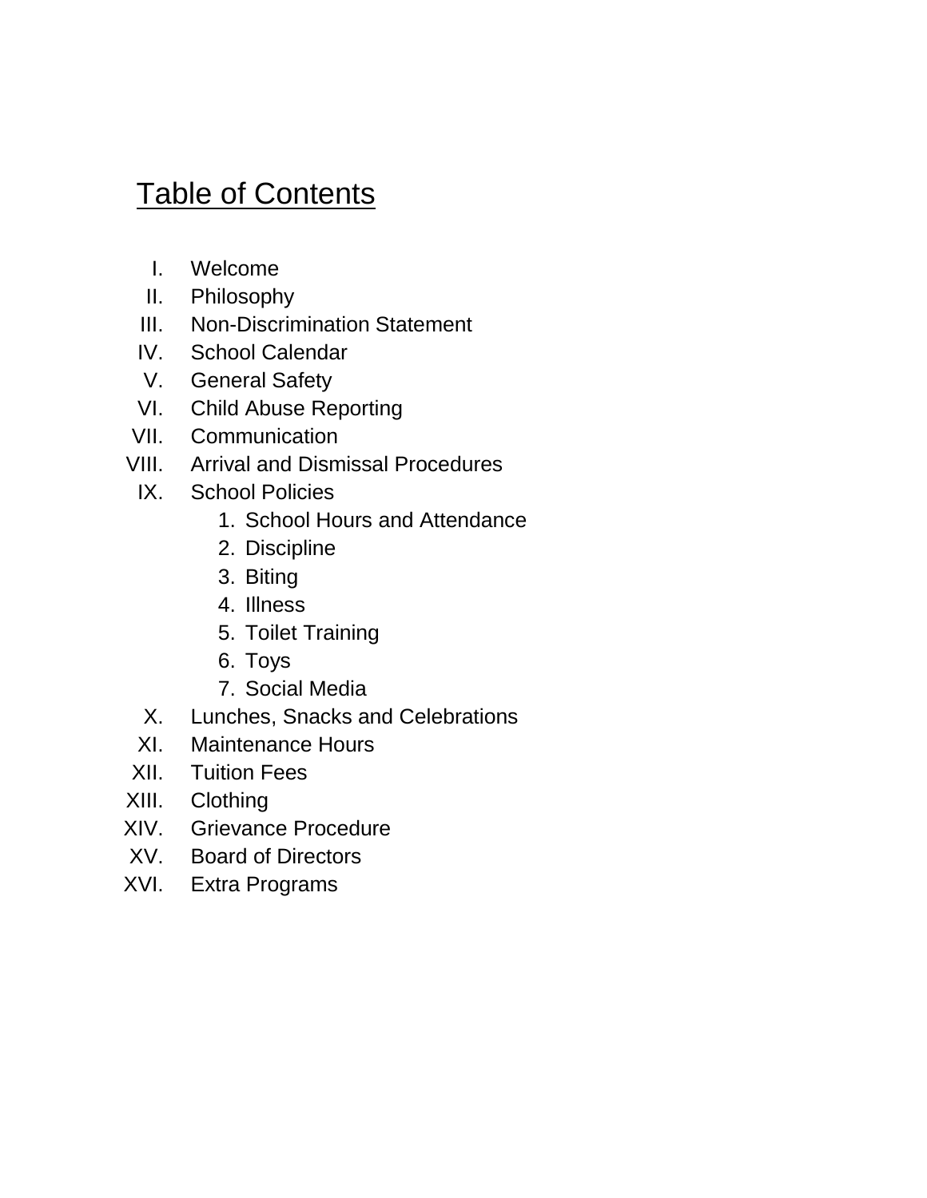# Table of Contents

I. Welcome
II. Philosophy
III. Non-Discrimination Statement
IV. School Calendar
V. General Safety
VI. Child Abuse Reporting
VII. Communication
VIII. Arrival and Dismissal Procedures
IX. School Policies
    1. School Hours and Attendance
    2. Discipline
    3. Biting
    4. Illness
    5. Toilet Training
    6. Toys
    7. Social Media
X. Lunches, Snacks and Celebrations
XI. Maintenance Hours
XII. Tuition Fees
XIII. Clothing
XIV. Grievance Procedure
XV. Board of Directors
XVI. Extra Programs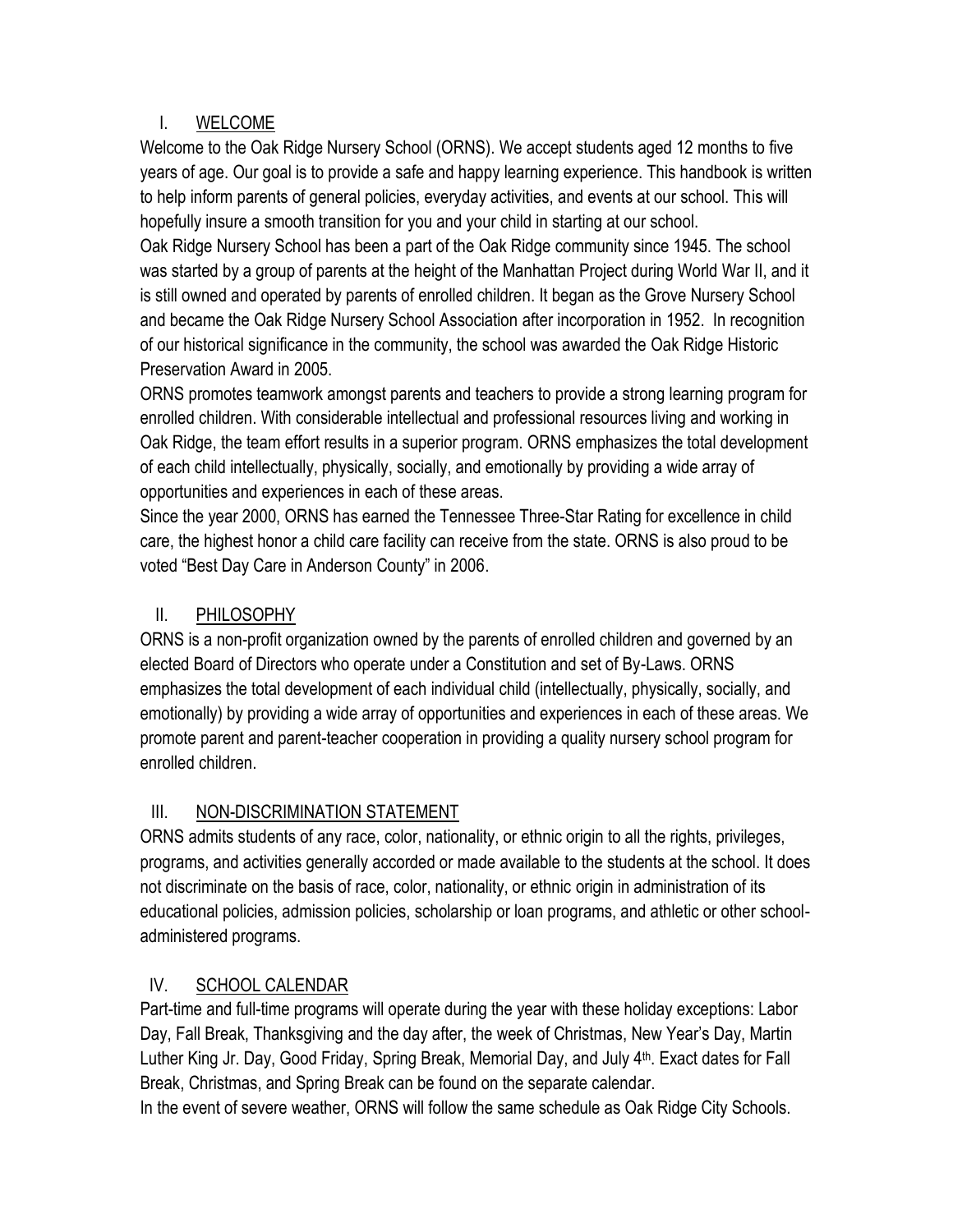## I. WELCOME

Welcome to the Oak Ridge Nursery School (ORNS). We accept students aged 12 months to five years of age. Our goal is to provide a safe and happy learning experience. This handbook is written to help inform parents of general policies, everyday activities, and events at our school. This will hopefully insure a smooth transition for you and your child in starting at our school.

Oak Ridge Nursery School has been a part of the Oak Ridge community since 1945. The school was started by a group of parents at the height of the Manhattan Project during World War II, and it is still owned and operated by parents of enrolled children. It began as the Grove Nursery School and became the Oak Ridge Nursery School Association after incorporation in 1952. In recognition of our historical significance in the community, the school was awarded the Oak Ridge Historic Preservation Award in 2005.

ORNS promotes teamwork amongst parents and teachers to provide a strong learning program for enrolled children. With considerable intellectual and professional resources living and working in Oak Ridge, the team effort results in a superior program. ORNS emphasizes the total development of each child intellectually, physically, socially, and emotionally by providing a wide array of opportunities and experiences in each of these areas.

Since the year 2000, ORNS has earned the Tennessee Three-Star Rating for excellence in child care, the highest honor a child care facility can receive from the state. ORNS is also proud to be voted "Best Day Care in Anderson County" in 2006.

## II. PHILOSOPHY

ORNS is a non-profit organization owned by the parents of enrolled children and governed by an elected Board of Directors who operate under a Constitution and set of By-Laws. ORNS emphasizes the total development of each individual child (intellectually, physically, socially, and emotionally) by providing a wide array of opportunities and experiences in each of these areas. We promote parent and parent-teacher cooperation in providing a quality nursery school program for enrolled children.

## III. NON-DISCRIMINATION STATEMENT

ORNS admits students of any race, color, nationality, or ethnic origin to all the rights, privileges, programs, and activities generally accorded or made available to the students at the school. It does not discriminate on the basis of race, color, nationality, or ethnic origin in administration of its educational policies, admission policies, scholarship or loan programs, and athletic or other school-administered programs.

## IV. SCHOOL CALENDAR

Part-time and full-time programs will operate during the year with these holiday exceptions: Labor Day, Fall Break, Thanksgiving and the day after, the week of Christmas, New Year's Day, Martin Luther King Jr. Day, Good Friday, Spring Break, Memorial Day, and July 4th. Exact dates for Fall Break, Christmas, and Spring Break can be found on the separate calendar.

In the event of severe weather, ORNS will follow the same schedule as Oak Ridge City Schools.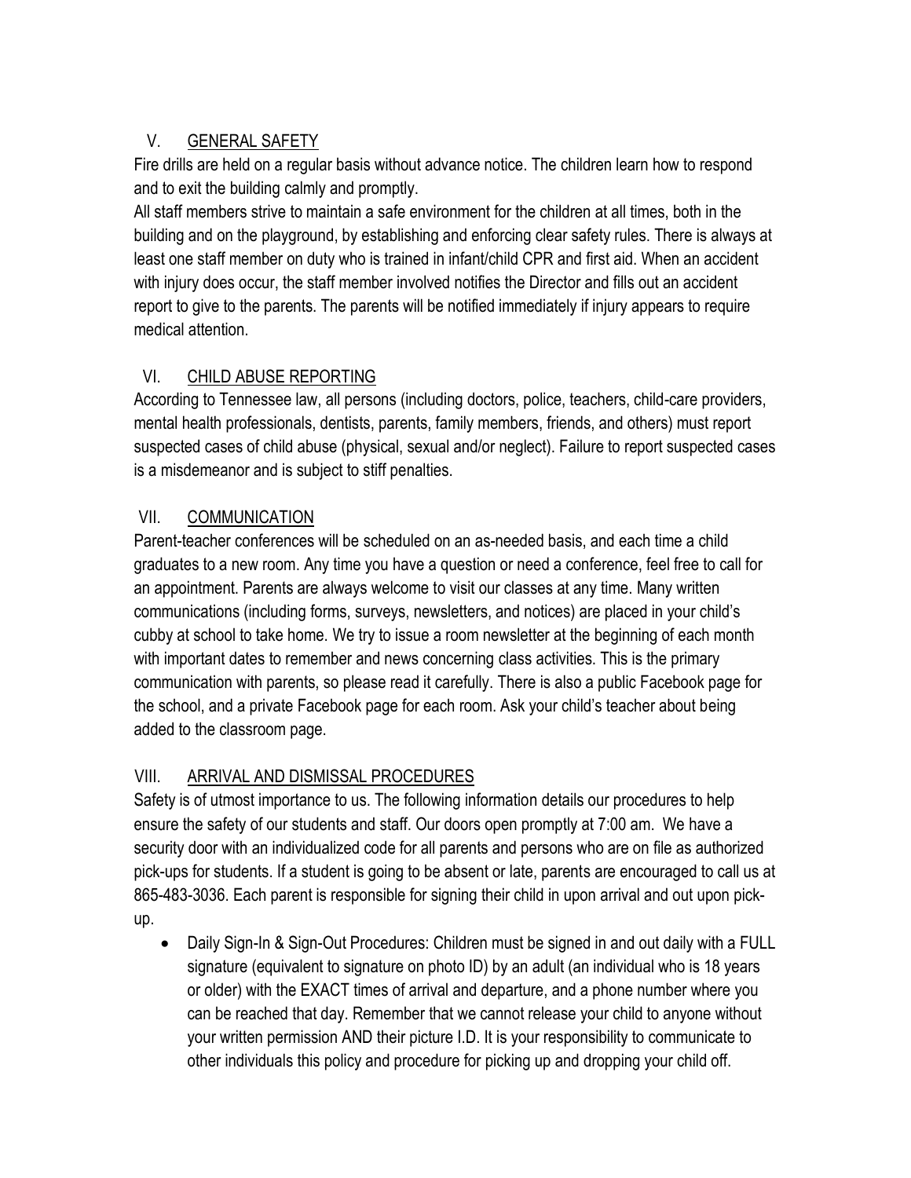## V. GENERAL SAFETY

Fire drills are held on a regular basis without advance notice. The children learn how to respond and to exit the building calmly and promptly.

All staff members strive to maintain a safe environment for the children at all times, both in the building and on the playground, by establishing and enforcing clear safety rules. There is always at least one staff member on duty who is trained in infant/child CPR and first aid. When an accident with injury does occur, the staff member involved notifies the Director and fills out an accident report to give to the parents. The parents will be notified immediately if injury appears to require medical attention.

## VI. CHILD ABUSE REPORTING

According to Tennessee law, all persons (including doctors, police, teachers, child-care providers, mental health professionals, dentists, parents, family members, friends, and others) must report suspected cases of child abuse (physical, sexual and/or neglect). Failure to report suspected cases is a misdemeanor and is subject to stiff penalties.

## VII. COMMUNICATION

Parent-teacher conferences will be scheduled on an as-needed basis, and each time a child graduates to a new room. Any time you have a question or need a conference, feel free to call for an appointment. Parents are always welcome to visit our classes at any time. Many written communications (including forms, surveys, newsletters, and notices) are placed in your child's cubby at school to take home. We try to issue a room newsletter at the beginning of each month with important dates to remember and news concerning class activities. This is the primary communication with parents, so please read it carefully. There is also a public Facebook page for the school, and a private Facebook page for each room. Ask your child's teacher about being added to the classroom page.

## VIII. ARRIVAL AND DISMISSAL PROCEDURES

Safety is of utmost importance to us. The following information details our procedures to help ensure the safety of our students and staff. Our doors open promptly at 7:00 am. We have a security door with an individualized code for all parents and persons who are on file as authorized pick-ups for students. If a student is going to be absent or late, parents are encouraged to call us at 865-483-3036. Each parent is responsible for signing their child in upon arrival and out upon pick-up.

- Daily Sign-In & Sign-Out Procedures: Children must be signed in and out daily with a FULL signature (equivalent to signature on photo ID) by an adult (an individual who is 18 years or older) with the EXACT times of arrival and departure, and a phone number where you can be reached that day. Remember that we cannot release your child to anyone without your written permission AND their picture I.D. It is your responsibility to communicate to other individuals this policy and procedure for picking up and dropping your child off.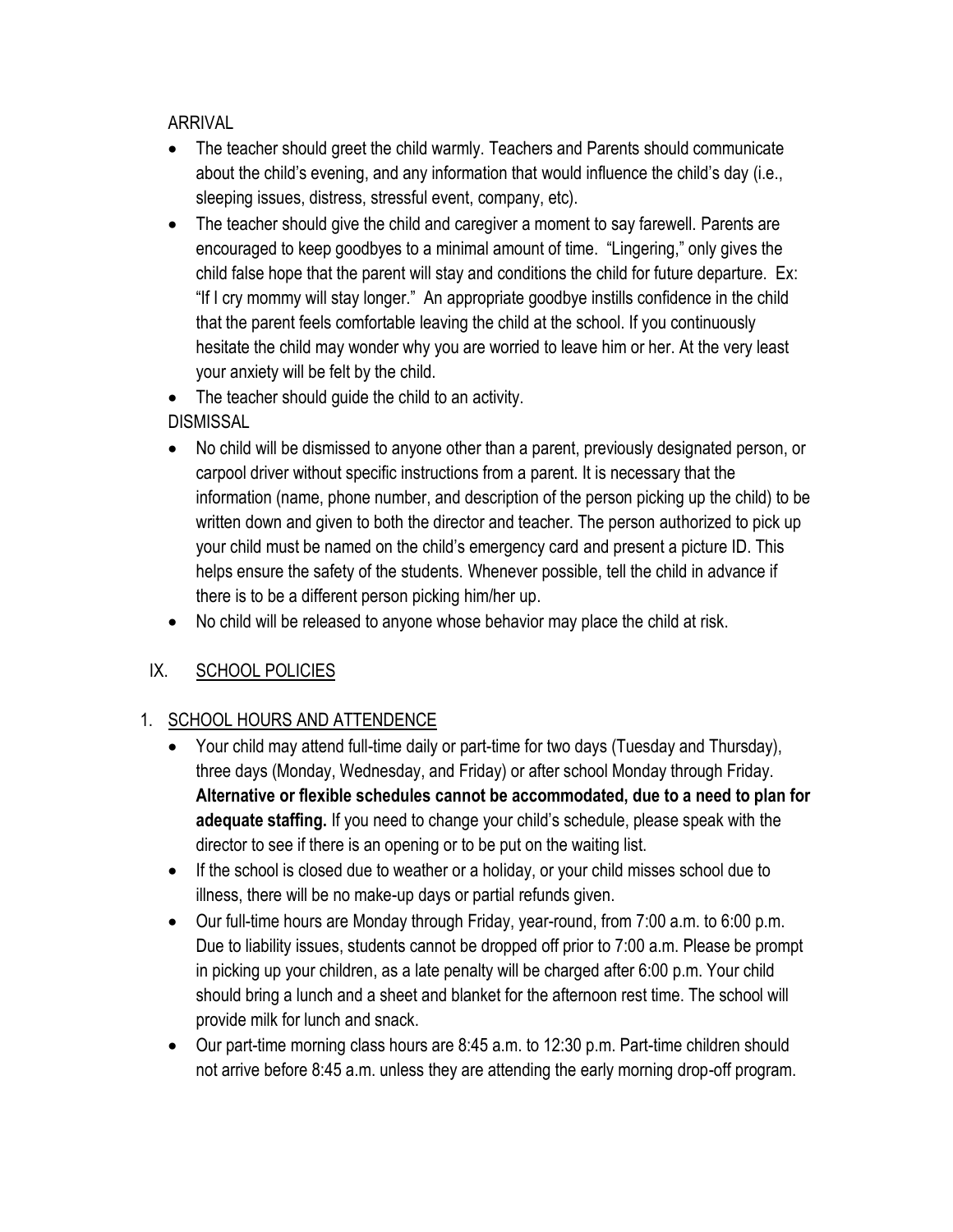ARRIVAL

- The teacher should greet the child warmly. Teachers and Parents should communicate about the child's evening, and any information that would influence the child's day (i.e., sleeping issues, distress, stressful event, company, etc).
- The teacher should give the child and caregiver a moment to say farewell. Parents are encouraged to keep goodbyes to a minimal amount of time. "Lingering," only gives the child false hope that the parent will stay and conditions the child for future departure. Ex: "If I cry mommy will stay longer." An appropriate goodbye instills confidence in the child that the parent feels comfortable leaving the child at the school. If you continuously hesitate the child may wonder why you are worried to leave him or her. At the very least your anxiety will be felt by the child.
- The teacher should guide the child to an activity.

DISMISSAL

- No child will be dismissed to anyone other than a parent, previously designated person, or carpool driver without specific instructions from a parent. It is necessary that the information (name, phone number, and description of the person picking up the child) to be written down and given to both the director and teacher. The person authorized to pick up your child must be named on the child's emergency card and present a picture ID. This helps ensure the safety of the students. Whenever possible, tell the child in advance if there is to be a different person picking him/her up.
- No child will be released to anyone whose behavior may place the child at risk.

## IX. <u>SCHOOL POLICIES</u>

### 1. <u>SCHOOL HOURS AND ATTENDENCE</u>

- Your child may attend full-time daily or part-time for two days (Tuesday and Thursday), three days (Monday, Wednesday, and Friday) or after school Monday through Friday. **Alternative or flexible schedules cannot be accommodated, due to a need to plan for adequate staffing.** If you need to change your child's schedule, please speak with the director to see if there is an opening or to be put on the waiting list.
- If the school is closed due to weather or a holiday, or your child misses school due to illness, there will be no make-up days or partial refunds given.
- Our full-time hours are Monday through Friday, year-round, from 7:00 a.m. to 6:00 p.m. Due to liability issues, students cannot be dropped off prior to 7:00 a.m. Please be prompt in picking up your children, as a late penalty will be charged after 6:00 p.m. Your child should bring a lunch and a sheet and blanket for the afternoon rest time. The school will provide milk for lunch and snack.
- Our part-time morning class hours are 8:45 a.m. to 12:30 p.m. Part-time children should not arrive before 8:45 a.m. unless they are attending the early morning drop-off program.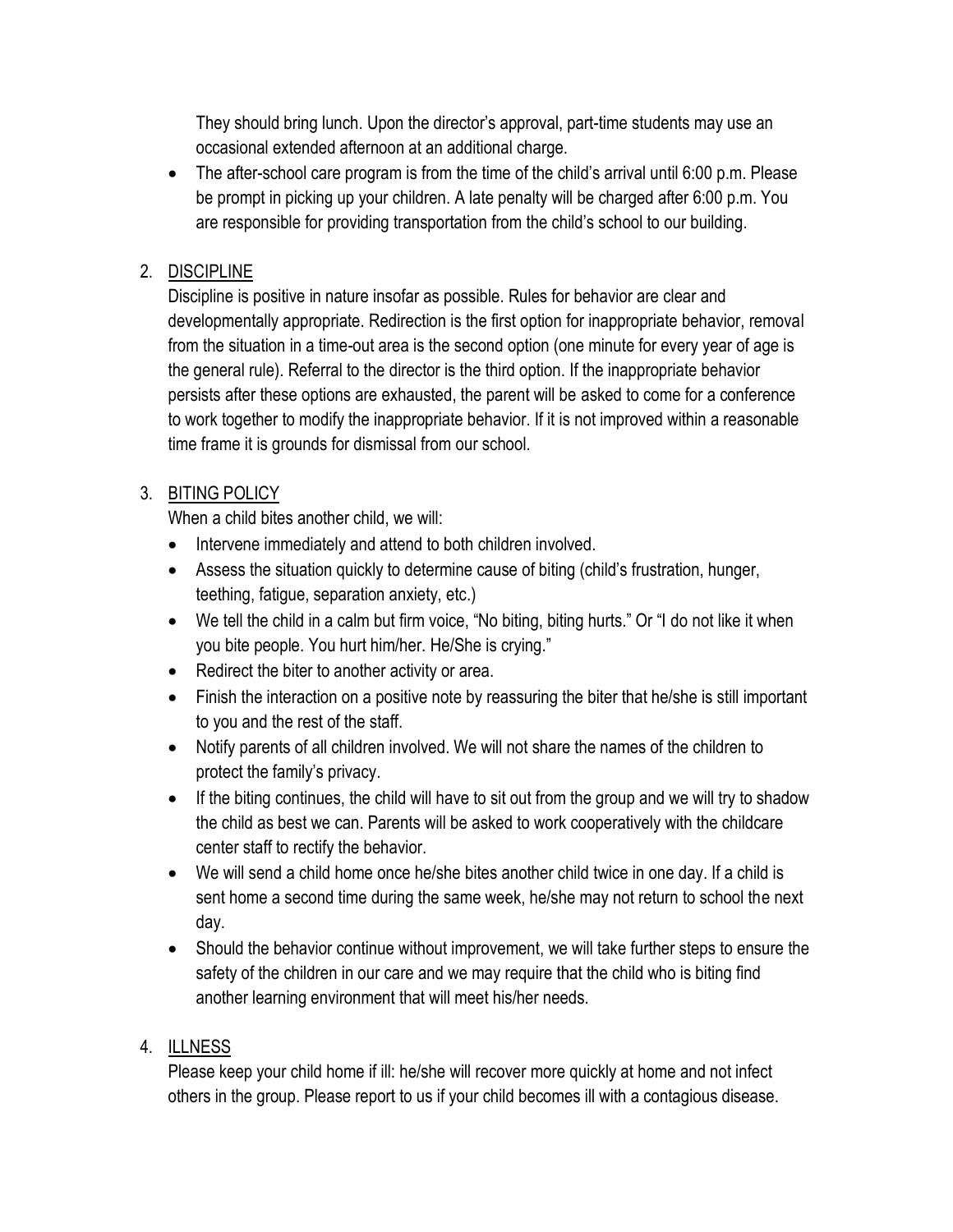They should bring lunch. Upon the director's approval, part-time students may use an occasional extended afternoon at an additional charge.

- The after-school care program is from the time of the child's arrival until 6:00 p.m. Please be prompt in picking up your children. A late penalty will be charged after 6:00 p.m. You are responsible for providing transportation from the child's school to our building.

2. <u>DISCIPLINE</u>

   Discipline is positive in nature insofar as possible. Rules for behavior are clear and developmentally appropriate. Redirection is the first option for inappropriate behavior, removal from the situation in a time-out area is the second option (one minute for every year of age is the general rule). Referral to the director is the third option. If the inappropriate behavior persists after these options are exhausted, the parent will be asked to come for a conference to work together to modify the inappropriate behavior. If it is not improved within a reasonable time frame it is grounds for dismissal from our school.

3. <u>BITING POLICY</u>

   When a child bites another child, we will:

   - Intervene immediately and attend to both children involved.
   - Assess the situation quickly to determine cause of biting (child's frustration, hunger, teething, fatigue, separation anxiety, etc.)
   - We tell the child in a calm but firm voice, "No biting, biting hurts." Or "I do not like it when you bite people. You hurt him/her. He/She is crying."
   - Redirect the biter to another activity or area.
   - Finish the interaction on a positive note by reassuring the biter that he/she is still important to you and the rest of the staff.
   - Notify parents of all children involved. We will not share the names of the children to protect the family's privacy.
   - If the biting continues, the child will have to sit out from the group and we will try to shadow the child as best we can. Parents will be asked to work cooperatively with the childcare center staff to rectify the behavior.
   - We will send a child home once he/she bites another child twice in one day. If a child is sent home a second time during the same week, he/she may not return to school the next day.
   - Should the behavior continue without improvement, we will take further steps to ensure the safety of the children in our care and we may require that the child who is biting find another learning environment that will meet his/her needs.

4. <u>ILLNESS</u>

   Please keep your child home if ill: he/she will recover more quickly at home and not infect others in the group. Please report to us if your child becomes ill with a contagious disease.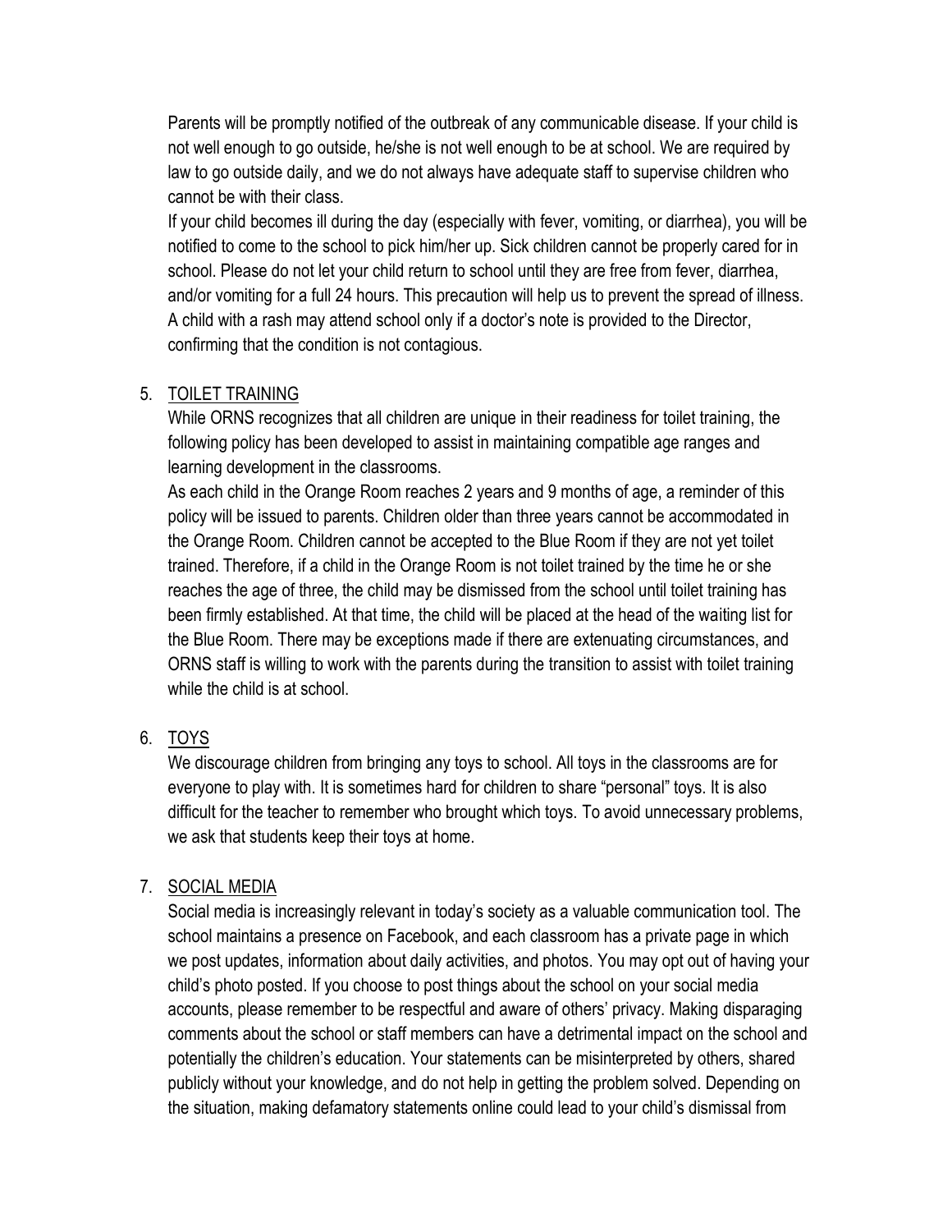Parents will be promptly notified of the outbreak of any communicable disease. If your child is not well enough to go outside, he/she is not well enough to be at school. We are required by law to go outside daily, and we do not always have adequate staff to supervise children who cannot be with their class.

If your child becomes ill during the day (especially with fever, vomiting, or diarrhea), you will be notified to come to the school to pick him/her up. Sick children cannot be properly cared for in school. Please do not let your child return to school until they are free from fever, diarrhea, and/or vomiting for a full 24 hours. This precaution will help us to prevent the spread of illness. A child with a rash may attend school only if a doctor's note is provided to the Director, confirming that the condition is not contagious.

5. TOILET TRAINING

While ORNS recognizes that all children are unique in their readiness for toilet training, the following policy has been developed to assist in maintaining compatible age ranges and learning development in the classrooms.

As each child in the Orange Room reaches 2 years and 9 months of age, a reminder of this policy will be issued to parents. Children older than three years cannot be accommodated in the Orange Room. Children cannot be accepted to the Blue Room if they are not yet toilet trained. Therefore, if a child in the Orange Room is not toilet trained by the time he or she reaches the age of three, the child may be dismissed from the school until toilet training has been firmly established. At that time, the child will be placed at the head of the waiting list for the Blue Room. There may be exceptions made if there are extenuating circumstances, and ORNS staff is willing to work with the parents during the transition to assist with toilet training while the child is at school.

6. TOYS

We discourage children from bringing any toys to school. All toys in the classrooms are for everyone to play with. It is sometimes hard for children to share "personal" toys. It is also difficult for the teacher to remember who brought which toys. To avoid unnecessary problems, we ask that students keep their toys at home.

7. SOCIAL MEDIA

Social media is increasingly relevant in today's society as a valuable communication tool. The school maintains a presence on Facebook, and each classroom has a private page in which we post updates, information about daily activities, and photos. You may opt out of having your child's photo posted. If you choose to post things about the school on your social media accounts, please remember to be respectful and aware of others' privacy. Making disparaging comments about the school or staff members can have a detrimental impact on the school and potentially the children's education. Your statements can be misinterpreted by others, shared publicly without your knowledge, and do not help in getting the problem solved. Depending on the situation, making defamatory statements online could lead to your child's dismissal from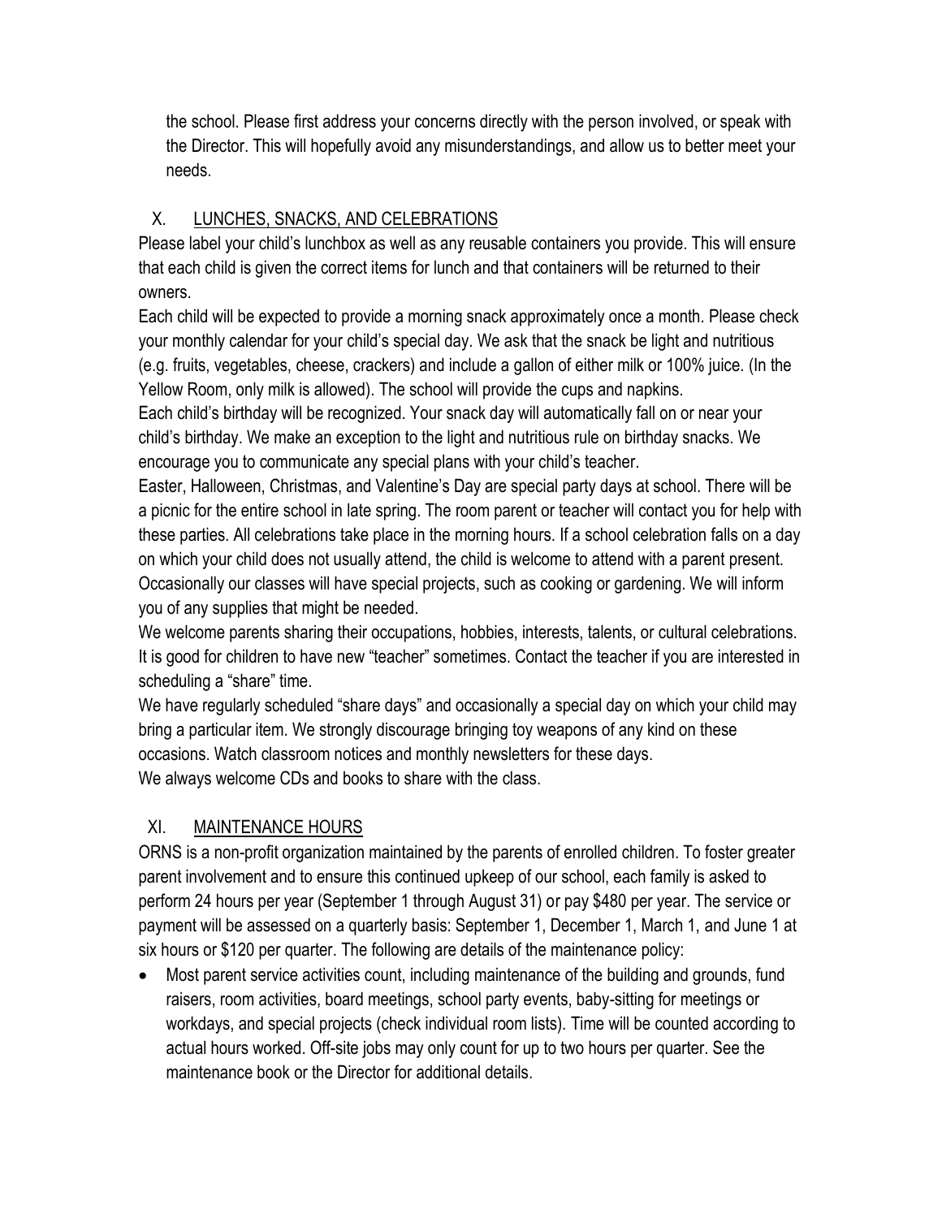the school. Please first address your concerns directly with the person involved, or speak with the Director. This will hopefully avoid any misunderstandings, and allow us to better meet your needs.

## X. LUNCHES, SNACKS, AND CELEBRATIONS

Please label your child's lunchbox as well as any reusable containers you provide. This will ensure that each child is given the correct items for lunch and that containers will be returned to their owners.

Each child will be expected to provide a morning snack approximately once a month. Please check your monthly calendar for your child's special day. We ask that the snack be light and nutritious (e.g. fruits, vegetables, cheese, crackers) and include a gallon of either milk or 100% juice. (In the Yellow Room, only milk is allowed). The school will provide the cups and napkins.

Each child's birthday will be recognized. Your snack day will automatically fall on or near your child's birthday. We make an exception to the light and nutritious rule on birthday snacks. We encourage you to communicate any special plans with your child's teacher.

Easter, Halloween, Christmas, and Valentine's Day are special party days at school. There will be a picnic for the entire school in late spring. The room parent or teacher will contact you for help with these parties. All celebrations take place in the morning hours. If a school celebration falls on a day on which your child does not usually attend, the child is welcome to attend with a parent present.

Occasionally our classes will have special projects, such as cooking or gardening. We will inform you of any supplies that might be needed.

We welcome parents sharing their occupations, hobbies, interests, talents, or cultural celebrations. It is good for children to have new "teacher" sometimes. Contact the teacher if you are interested in scheduling a "share" time.

We have regularly scheduled "share days" and occasionally a special day on which your child may bring a particular item. We strongly discourage bringing toy weapons of any kind on these occasions. Watch classroom notices and monthly newsletters for these days.

We always welcome CDs and books to share with the class.

## XI. MAINTENANCE HOURS

ORNS is a non-profit organization maintained by the parents of enrolled children. To foster greater parent involvement and to ensure this continued upkeep of our school, each family is asked to perform 24 hours per year (September 1 through August 31) or pay $480 per year. The service or payment will be assessed on a quarterly basis: September 1, December 1, March 1, and June 1 at six hours or $120 per quarter. The following are details of the maintenance policy:

- Most parent service activities count, including maintenance of the building and grounds, fund raisers, room activities, board meetings, school party events, baby-sitting for meetings or workdays, and special projects (check individual room lists). Time will be counted according to actual hours worked. Off-site jobs may only count for up to two hours per quarter. See the maintenance book or the Director for additional details.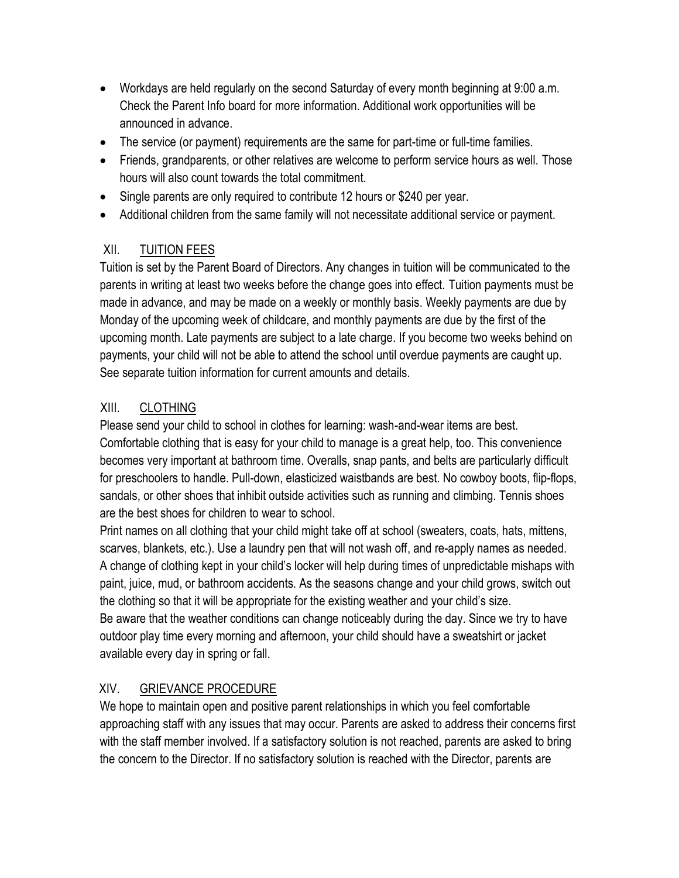- Workdays are held regularly on the second Saturday of every month beginning at 9:00 a.m. Check the Parent Info board for more information. Additional work opportunities will be announced in advance.
- The service (or payment) requirements are the same for part-time or full-time families.
- Friends, grandparents, or other relatives are welcome to perform service hours as well. Those hours will also count towards the total commitment.
- Single parents are only required to contribute 12 hours or $240 per year.
- Additional children from the same family will not necessitate additional service or payment.

## XII. <u>TUITION FEES</u>

Tuition is set by the Parent Board of Directors. Any changes in tuition will be communicated to the parents in writing at least two weeks before the change goes into effect. Tuition payments must be made in advance, and may be made on a weekly or monthly basis. Weekly payments are due by Monday of the upcoming week of childcare, and monthly payments are due by the first of the upcoming month. Late payments are subject to a late charge. If you become two weeks behind on payments, your child will not be able to attend the school until overdue payments are caught up. See separate tuition information for current amounts and details.

## XIII. <u>CLOTHING</u>

Please send your child to school in clothes for learning: wash-and-wear items are best. Comfortable clothing that is easy for your child to manage is a great help, too. This convenience becomes very important at bathroom time. Overalls, snap pants, and belts are particularly difficult for preschoolers to handle. Pull-down, elasticized waistbands are best. No cowboy boots, flip-flops, sandals, or other shoes that inhibit outside activities such as running and climbing. Tennis shoes are the best shoes for children to wear to school.

Print names on all clothing that your child might take off at school (sweaters, coats, hats, mittens, scarves, blankets, etc.). Use a laundry pen that will not wash off, and re-apply names as needed. A change of clothing kept in your child's locker will help during times of unpredictable mishaps with paint, juice, mud, or bathroom accidents. As the seasons change and your child grows, switch out the clothing so that it will be appropriate for the existing weather and your child's size.

Be aware that the weather conditions can change noticeably during the day. Since we try to have outdoor play time every morning and afternoon, your child should have a sweatshirt or jacket available every day in spring or fall.

## XIV. <u>GRIEVANCE PROCEDURE</u>

We hope to maintain open and positive parent relationships in which you feel comfortable approaching staff with any issues that may occur. Parents are asked to address their concerns first with the staff member involved. If a satisfactory solution is not reached, parents are asked to bring the concern to the Director. If no satisfactory solution is reached with the Director, parents are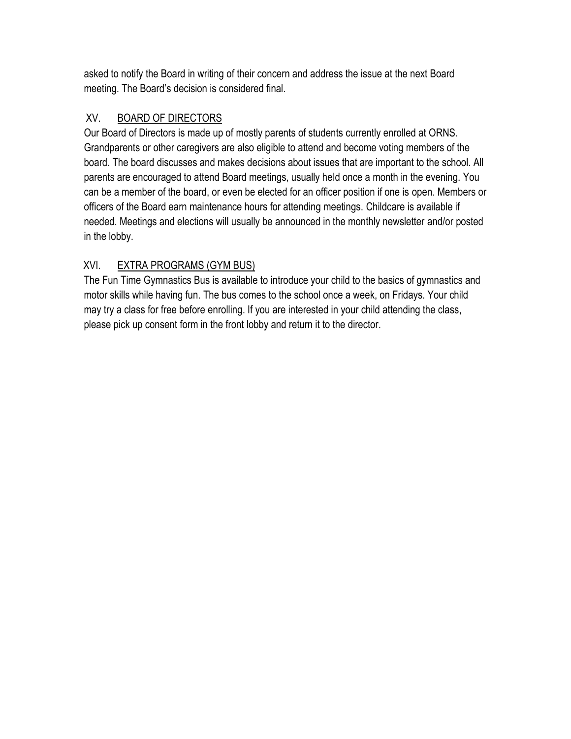asked to notify the Board in writing of their concern and address the issue at the next Board meeting. The Board's decision is considered final.

## XV. BOARD OF DIRECTORS

Our Board of Directors is made up of mostly parents of students currently enrolled at ORNS. Grandparents or other caregivers are also eligible to attend and become voting members of the board. The board discusses and makes decisions about issues that are important to the school. All parents are encouraged to attend Board meetings, usually held once a month in the evening. You can be a member of the board, or even be elected for an officer position if one is open. Members or officers of the Board earn maintenance hours for attending meetings. Childcare is available if needed. Meetings and elections will usually be announced in the monthly newsletter and/or posted in the lobby.

## XVI. EXTRA PROGRAMS (GYM BUS)

The Fun Time Gymnastics Bus is available to introduce your child to the basics of gymnastics and motor skills while having fun. The bus comes to the school once a week, on Fridays. Your child may try a class for free before enrolling. If you are interested in your child attending the class, please pick up consent form in the front lobby and return it to the director.